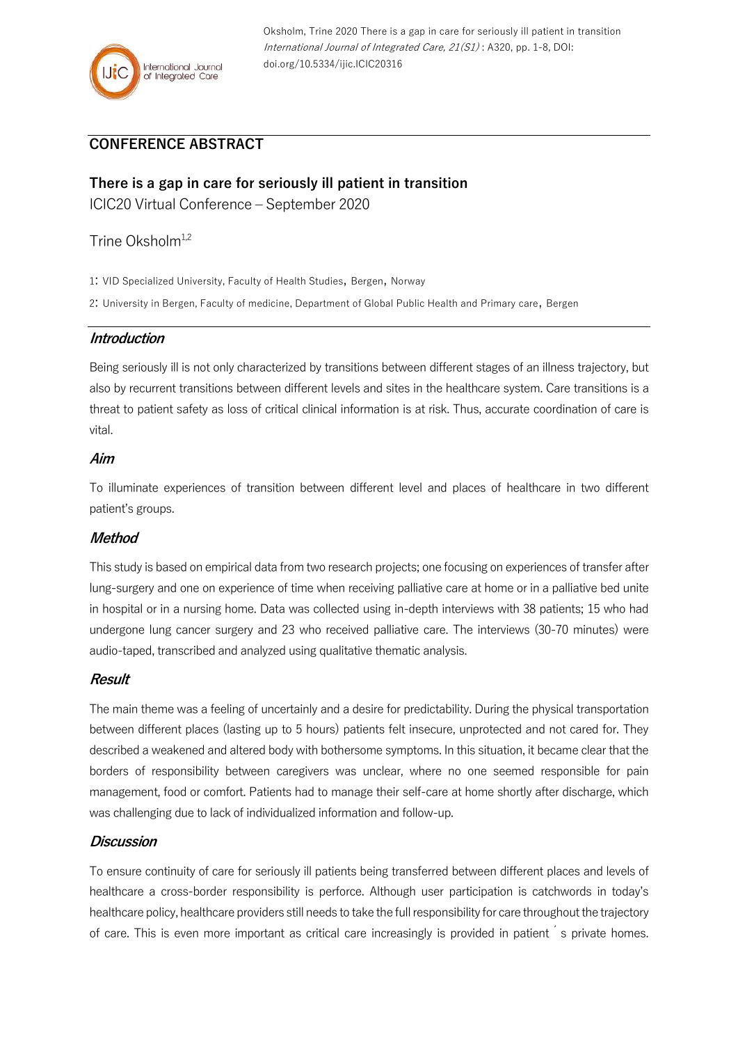## CONFERENCE ABSTRACT

# There is a gap in care for seriously ill patient in transition

ICIC20 Virtual Conference – September 2020

Trine Oksholm[1,2]

1: VID Specialized University, Faculty of Health Studies, Bergen, Norway

2: University in Bergen, Faculty of medicine, Department of Global Public Health and Primary care, Bergen

## *Introduction*

Being seriously ill is not only characterized by transitions between different stages of an illness trajectory, but also by recurrent transitions between different levels and sites in the healthcare system. Care transitions is a threat to patient safety as loss of critical clinical information is at risk. Thus, accurate coordination of care is vital.

## *Aim*

To illuminate experiences of transition between different level and places of healthcare in two different patient's groups.

## *Method*

This study is based on empirical data from two research projects; one focusing on experiences of transfer after lung-surgery and one on experience of time when receiving palliative care at home or in a palliative bed unite in hospital or in a nursing home. Data was collected using in-depth interviews with 38 patients; 15 who had undergone lung cancer surgery and 23 who received palliative care. The interviews (30-70 minutes) were audio-taped, transcribed and analyzed using qualitative thematic analysis.

## *Result*

The main theme was a feeling of uncertainly and a desire for predictability. During the physical transportation between different places (lasting up to 5 hours) patients felt insecure, unprotected and not cared for. They described a weakened and altered body with bothersome symptoms. In this situation, it became clear that the borders of responsibility between caregivers was unclear, where no one seemed responsible for pain management, food or comfort. Patients had to manage their self-care at home shortly after discharge, which was challenging due to lack of individualized information and follow-up.

## *Discussion*

To ensure continuity of care for seriously ill patients being transferred between different places and levels of healthcare a cross-border responsibility is perforce. Although user participation is catchwords in today's healthcare policy, healthcare providers still needs to take the full responsibility for care throughout the trajectory of care. This is even more important as critical care increasingly is provided in patient´s private homes.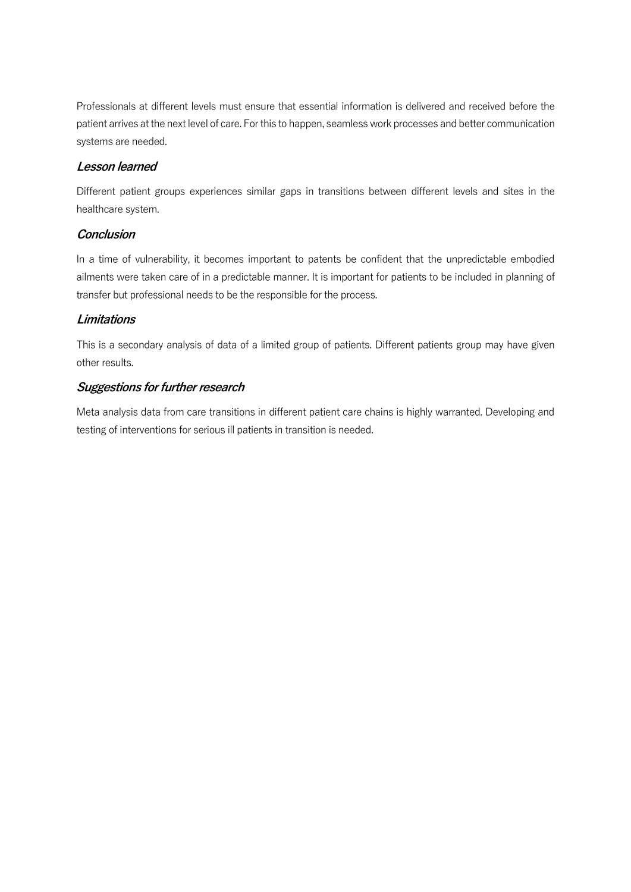Professionals at different levels must ensure that essential information is delivered and received before the patient arrives at the next level of care. For this to happen, seamless work processes and better communication systems are needed.

### *Lesson learned*

Different patient groups experiences similar gaps in transitions between different levels and sites in the healthcare system.

### *Conclusion*

In a time of vulnerability, it becomes important to patents be confident that the unpredictable embodied ailments were taken care of in a predictable manner. It is important for patients to be included in planning of transfer but professional needs to be the responsible for the process.

### *Limitations*

This is a secondary analysis of data of a limited group of patients. Different patients group may have given other results.

### *Suggestions for further research*

Meta analysis data from care transitions in different patient care chains is highly warranted. Developing and testing of interventions for serious ill patients in transition is needed.